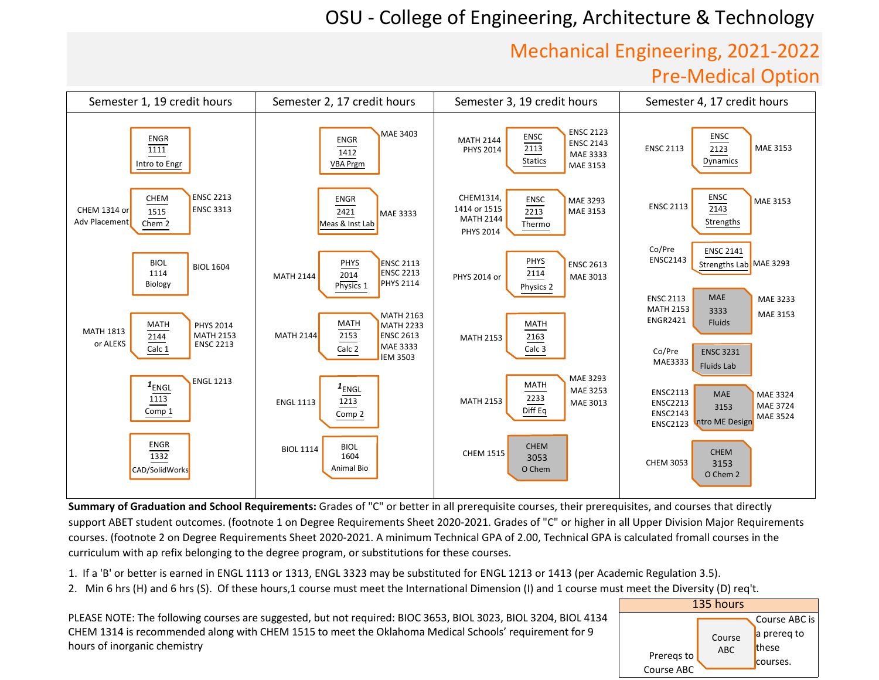# OSU - College of Engineering, Architecture & Technology

## Mechanical Engineering, 2021-2022
## Pre-Medical Option

### Semester 1, 19 credit hours

| Prereqs | Course | Prereq to |
|---|---|---|
| | ENGR 1111 Intro to Engr | |
| CHEM 1314 or Adv Placement | CHEM 1515 Chem 2 | ENSC 2213, ENSC 3313 |
| | BIOL 1114 Biology | BIOL 1604 |
| MATH 1813 or ALEKS | MATH 2144 Calc 1 | PHYS 2014, MATH 2153, ENSC 2213 |
| | [1]ENGL 1113 Comp 1 | ENGL 1213 |
| | ENGR 1332 CAD/SolidWorks | |

### Semester 2, 17 credit hours

| Prereqs | Course | Prereq to |
|---|---|---|
| | ENGR 1412 VBA Prgm | MAE 3403 |
| | ENGR 2421 Meas & Inst Lab | MAE 3333 |
| MATH 2144 | PHYS 2014 Physics 1 | ENSC 2113, ENSC 2213, PHYS 2114 |
| MATH 2144 | MATH 2153 Calc 2 | MATH 2163, MATH 2233, ENSC 2613, MAE 3333, IEM 3503 |
| ENGL 1113 | [1]ENGL 1213 Comp 2 | |
| BIOL 1114 | BIOL 1604 Animal Bio | |

### Semester 3, 19 credit hours

| Prereqs | Course | Prereq to |
|---|---|---|
| MATH 2144, PHYS 2014 | ENSC 2113 Statics | ENSC 2123, ENSC 2143, MAE 3333, MAE 3153 |
| CHEM1314, 1414 or 1515, MATH 2144, PHYS 2014 | ENSC 2213 Thermo | MAE 3293, MAE 3153 |
| PHYS 2014 or | PHYS 2114 Physics 2 | ENSC 2613, MAE 3013 |
| MATH 2153 | MATH 2163 Calc 3 | |
| MATH 2153 | MATH 2233 Diff Eq | MAE 3293, MAE 3253, MAE 3013 |
| CHEM 1515 | CHEM 3053 O Chem | |

### Semester 4, 17 credit hours

| Prereqs | Course | Prereq to |
|---|---|---|
| ENSC 2113 | ENSC 2123 Dynamics | MAE 3153 |
| ENSC 2113 | ENSC 2143 Strengths | MAE 3153 |
| Co/Pre ENSC2143 | ENSC 2141 Strengths Lab | MAE 3293 |
| ENSC 2113, MATH 2153, ENGR2421 | MAE 3333 Fluids | MAE 3233, MAE 3153 |
| Co/Pre MAE3333 | ENSC 3231 Fluids Lab | |
| ENSC2113, ENSC2213, ENSC2143, ENSC2123 | MAE 3153 Intro ME Design | MAE 3324, MAE 3724, MAE 3524 |
| CHEM 3053 | CHEM 3153 O Chem 2 | |

**Summary of Graduation and School Requirements:** Grades of "C" or better in all prerequisite courses, their prerequisites, and courses that directly support ABET student outcomes. (footnote 1 on Degree Requirements Sheet 2020-2021. Grades of "C" or higher in all Upper Division Major Requirements courses. (footnote 2 on Degree Requirements Sheet 2020-2021. A minimum Technical GPA of 2.00, Technical GPA is calculated fromall courses in the curriculum with ap refix belonging to the degree program, or substitutions for these courses.

1. If a 'B' or better is earned in ENGL 1113 or 1313, ENGL 3323 may be substituted for ENGL 1213 or 1413 (per Academic Regulation 3.5).
2. Min 6 hrs (H) and 6 hrs (S). Of these hours,1 course must meet the International Dimension (I) and 1 course must meet the Diversity (D) req't.

PLEASE NOTE: The following courses are suggested, but not required: BIOC 3653, BIOL 3023, BIOL 3204, BIOL 4134
CHEM 1314 is recommended along with CHEM 1515 to meet the Oklahoma Medical Schools' requirement for 9 hours of inorganic chemistry

**135 hours**

Legend: Prereqs to Course ABC (left) — Course ABC — Course ABC is a prereq to these courses (right).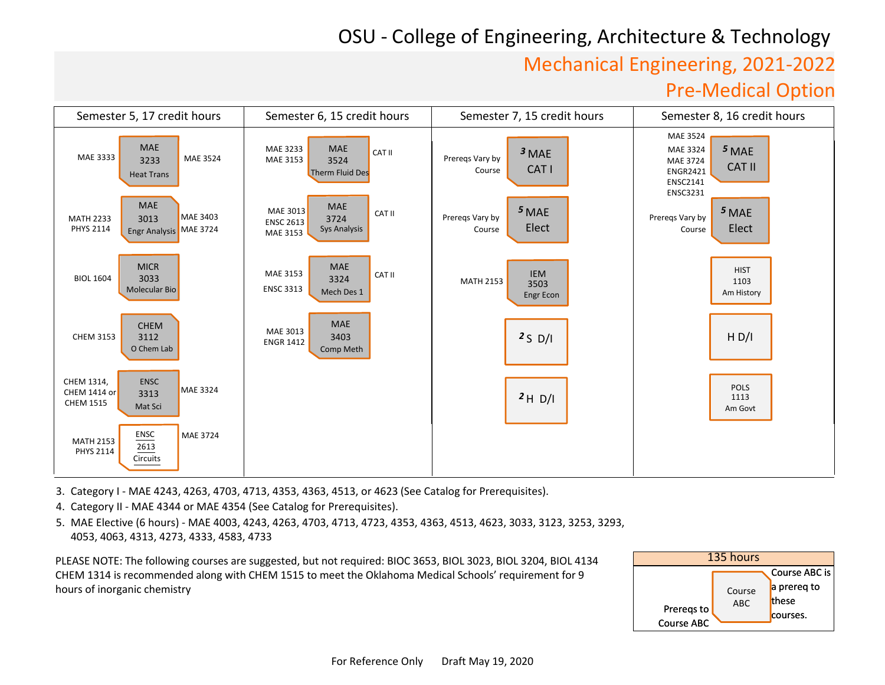# OSU - College of Engineering, Architecture & Technology

## Mechanical Engineering, 2021-2022

## Pre-Medical Option

### Semester 5, 17 credit hours

| Prerequisites | Course | Prereq to |
|---|---|---|
| MAE 3333 | MAE 3233 Heat Trans | MAE 3524 |
| MATH 2233, PHYS 2114 | MAE 3013 Engr Analysis | MAE 3403, MAE 3724 |
| BIOL 1604 | MICR 3033 Molecular Bio | |
| CHEM 3153 | CHEM 3112 O Chem Lab | |
| CHEM 1314, CHEM 1414 or CHEM 1515 | ENSC 3313 Mat Sci | MAE 3324 |
| MATH 2153, PHYS 2114 | ENSC 2613 Circuits | MAE 3724 |

### Semester 6, 15 credit hours

| Prerequisites | Course | Prereq to |
|---|---|---|
| MAE 3233, MAE 3153 | MAE 3524 Therm Fluid Des | CAT II |
| MAE 3013, ENSC 2613, MAE 3153 | MAE 3724 Sys Analysis | CAT II |
| MAE 3153, ENSC 3313 | MAE 3324 Mech Des 1 | CAT II |
| MAE 3013, ENGR 1412 | MAE 3403 Comp Meth | |

### Semester 7, 15 credit hours

| Prerequisites | Course | Prereq to |
|---|---|---|
| Prereqs Vary by Course | [3] MAE CAT I | |
| Prereqs Vary by Course | [5] MAE Elect | |
| MATH 2153 | IEM 3503 Engr Econ | |
| | [2] S D/I | |
| | [2] H D/I | |

### Semester 8, 16 credit hours

| Prerequisites | Course | Prereq to |
|---|---|---|
| MAE 3524, MAE 3324, MAE 3724, ENGR2421, ENSC2141, ENSC3231 | [5] MAE CAT II | |
| Prereqs Vary by Course | [5] MAE Elect | |
| | HIST 1103 Am History | |
| | H D/I | |
| | POLS 1113 Am Govt | |

3. Category I - MAE 4243, 4263, 4703, 4713, 4353, 4363, 4513, or 4623 (See Catalog for Prerequisites).
4. Category II - MAE 4344 or MAE 4354 (See Catalog for Prerequisites).
5. MAE Elective (6 hours) - MAE 4003, 4243, 4263, 4703, 4713, 4723, 4353, 4363, 4513, 4623, 3033, 3123, 3253, 3293, 4053, 4063, 4313, 4273, 4333, 4583, 4733

PLEASE NOTE: The following courses are suggested, but not required: BIOC 3653, BIOL 3023, BIOL 3204, BIOL 4134
CHEM 1314 is recommended along with CHEM 1515 to meet the Oklahoma Medical Schools' requirement for 9 hours of inorganic chemistry

**135 hours**

Legend: Prereqs to Course ABC | Course ABC | Course ABC is a prereq to these courses.

For Reference Only Draft May 19, 2020